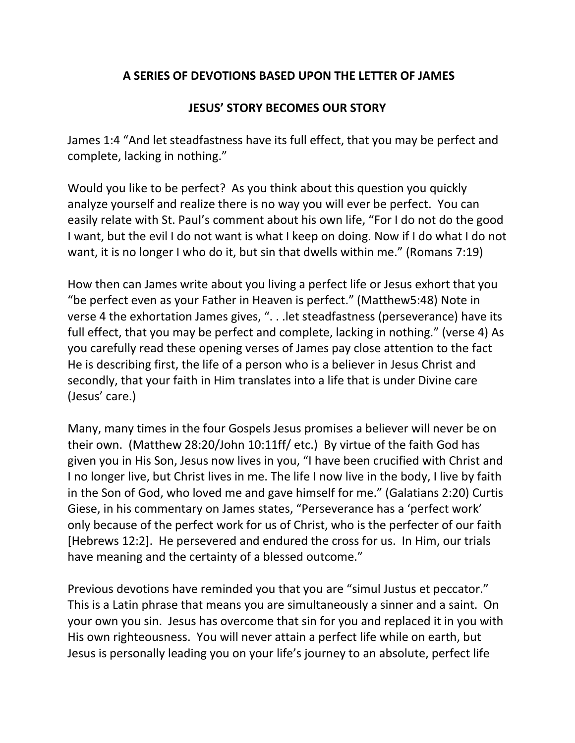## A SERIES OF DEVOTIONS BASED UPON THE LETTER OF JAMES

## JESUS' STORY BECOMES OUR STORY

James 1:4 "And let steadfastness have its full effect, that you may be perfect and complete, lacking in nothing."

Would you like to be perfect? As you think about this question you quickly analyze yourself and realize there is no way you will ever be perfect. You can easily relate with St. Paul's comment about his own life, "For I do not do the good I want, but the evil I do not want is what I keep on doing. Now if I do what I do not want, it is no longer I who do it, but sin that dwells within me." (Romans 7:19)

How then can James write about you living a perfect life or Jesus exhort that you "be perfect even as your Father in Heaven is perfect." (Matthew5:48) Note in verse 4 the exhortation James gives, ". . .let steadfastness (perseverance) have its full effect, that you may be perfect and complete, lacking in nothing." (verse 4) As you carefully read these opening verses of James pay close attention to the fact He is describing first, the life of a person who is a believer in Jesus Christ and secondly, that your faith in Him translates into a life that is under Divine care (Jesus' care.)

Many, many times in the four Gospels Jesus promises a believer will never be on their own. (Matthew 28:20/John 10:11ff/ etc.) By virtue of the faith God has given you in His Son, Jesus now lives in you, "I have been crucified with Christ and I no longer live, but Christ lives in me. The life I now live in the body, I live by faith in the Son of God, who loved me and gave himself for me." (Galatians 2:20) Curtis Giese, in his commentary on James states, "Perseverance has a 'perfect work' only because of the perfect work for us of Christ, who is the perfecter of our faith [Hebrews 12:2]. He persevered and endured the cross for us. In Him, our trials have meaning and the certainty of a blessed outcome."

Previous devotions have reminded you that you are "simul Justus et peccator." This is a Latin phrase that means you are simultaneously a sinner and a saint. On your own you sin. Jesus has overcome that sin for you and replaced it in you with His own righteousness. You will never attain a perfect life while on earth, but Jesus is personally leading you on your life's journey to an absolute, perfect life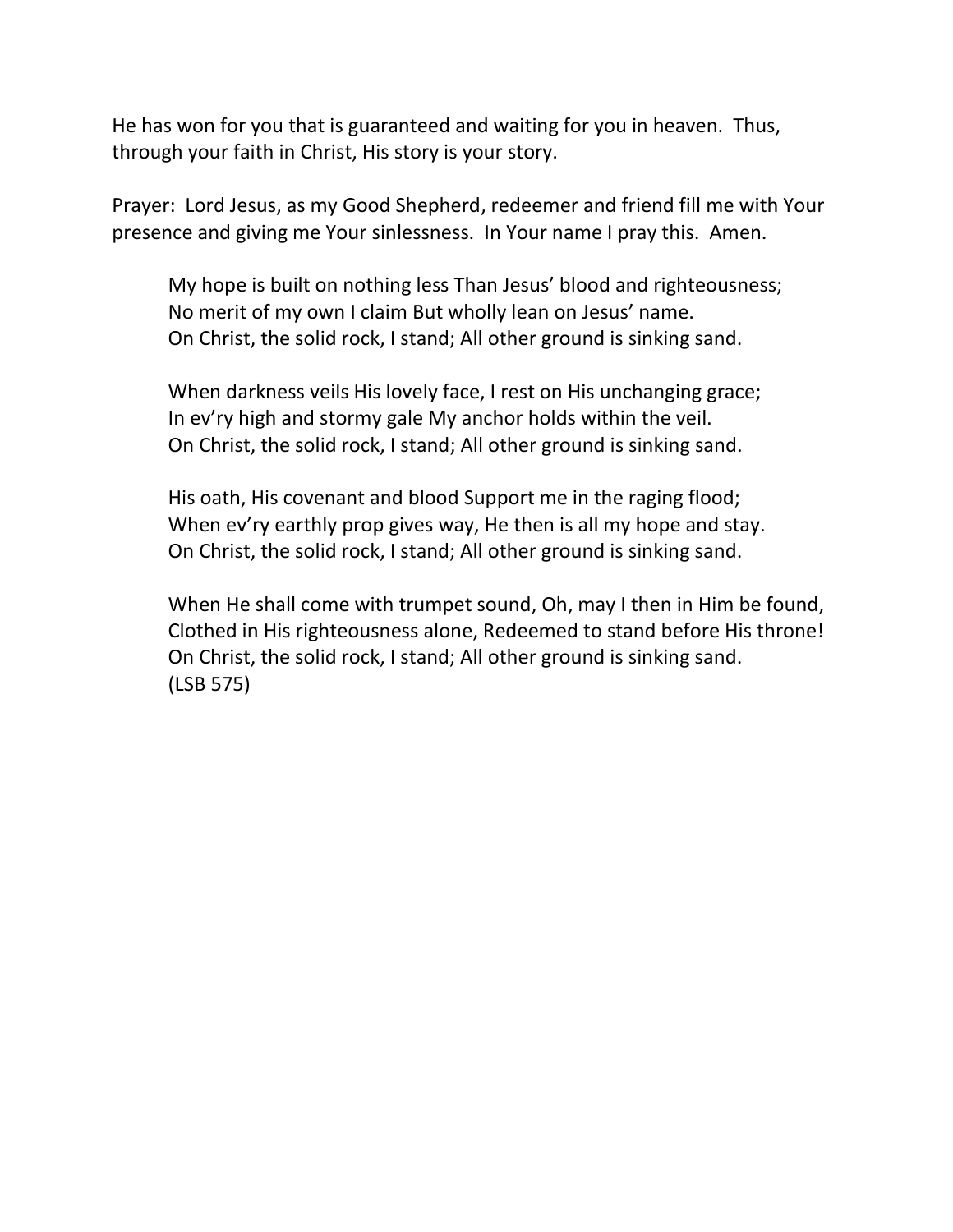He has won for you that is guaranteed and waiting for you in heaven. Thus, through your faith in Christ, His story is your story.

Prayer: Lord Jesus, as my Good Shepherd, redeemer and friend fill me with Your presence and giving me Your sinlessness. In Your name I pray this. Amen.

> My hope is built on nothing less Than Jesus' blood and righteousness;
> No merit of my own I claim But wholly lean on Jesus' name.
> On Christ, the solid rock, I stand; All other ground is sinking sand.
>
> When darkness veils His lovely face, I rest on His unchanging grace;
> In ev'ry high and stormy gale My anchor holds within the veil.
> On Christ, the solid rock, I stand; All other ground is sinking sand.
>
> His oath, His covenant and blood Support me in the raging flood;
> When ev'ry earthly prop gives way, He then is all my hope and stay.
> On Christ, the solid rock, I stand; All other ground is sinking sand.
>
> When He shall come with trumpet sound, Oh, may I then in Him be found,
> Clothed in His righteousness alone, Redeemed to stand before His throne!
> On Christ, the solid rock, I stand; All other ground is sinking sand.
> (LSB 575)